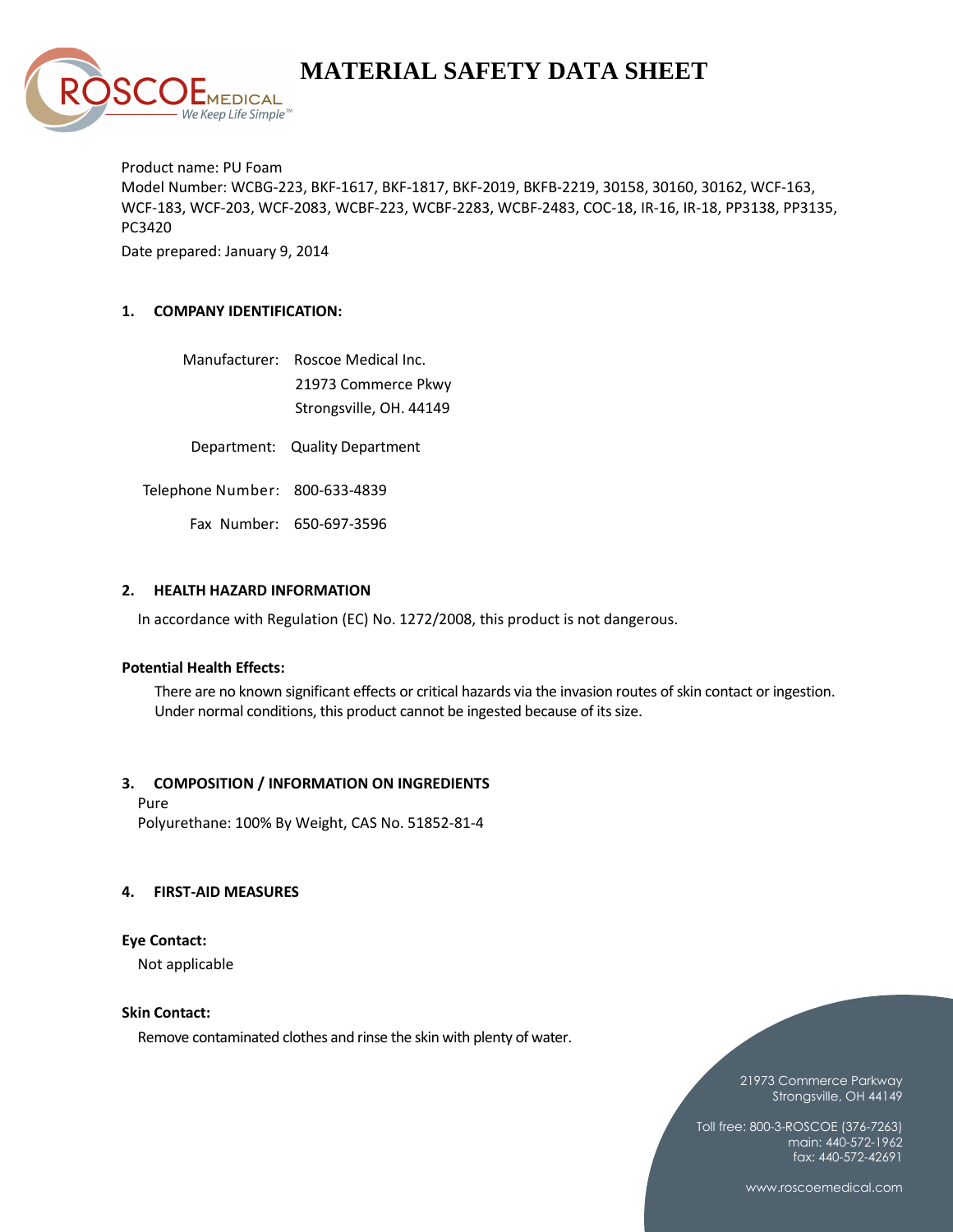# MATERIAL SAFETY DATA SHEET

Product name: PU Foam

Model Number: WCBG-223, BKF-1617, BKF-1817, BKF-2019, BKFB-2219, 30158, 30160, 30162, WCF-163, WCF-183, WCF-203, WCF-2083, WCBF-223, WCBF-2283, WCBF-2483, COC-18, IR-16, IR-18, PP3138, PP3135, PC3420

Date prepared: January 9, 2014

## 1. COMPANY IDENTIFICATION:

Manufacturer: Roscoe Medical Inc.
21973 Commerce Pkwy
Strongsville, OH. 44149

Department: Quality Department

Telephone Number: 800-633-4839

Fax Number: 650-697-3596

## 2. HEALTH HAZARD INFORMATION

In accordance with Regulation (EC) No. 1272/2008, this product is not dangerous.

**Potential Health Effects:**

There are no known significant effects or critical hazards via the invasion routes of skin contact or ingestion. Under normal conditions, this product cannot be ingested because of its size.

## 3. COMPOSITION / INFORMATION ON INGREDIENTS

Pure
Polyurethane: 100% By Weight, CAS No. 51852-81-4

## 4. FIRST-AID MEASURES

**Eye Contact:**

Not applicable

**Skin Contact:**

Remove contaminated clothes and rinse the skin with plenty of water.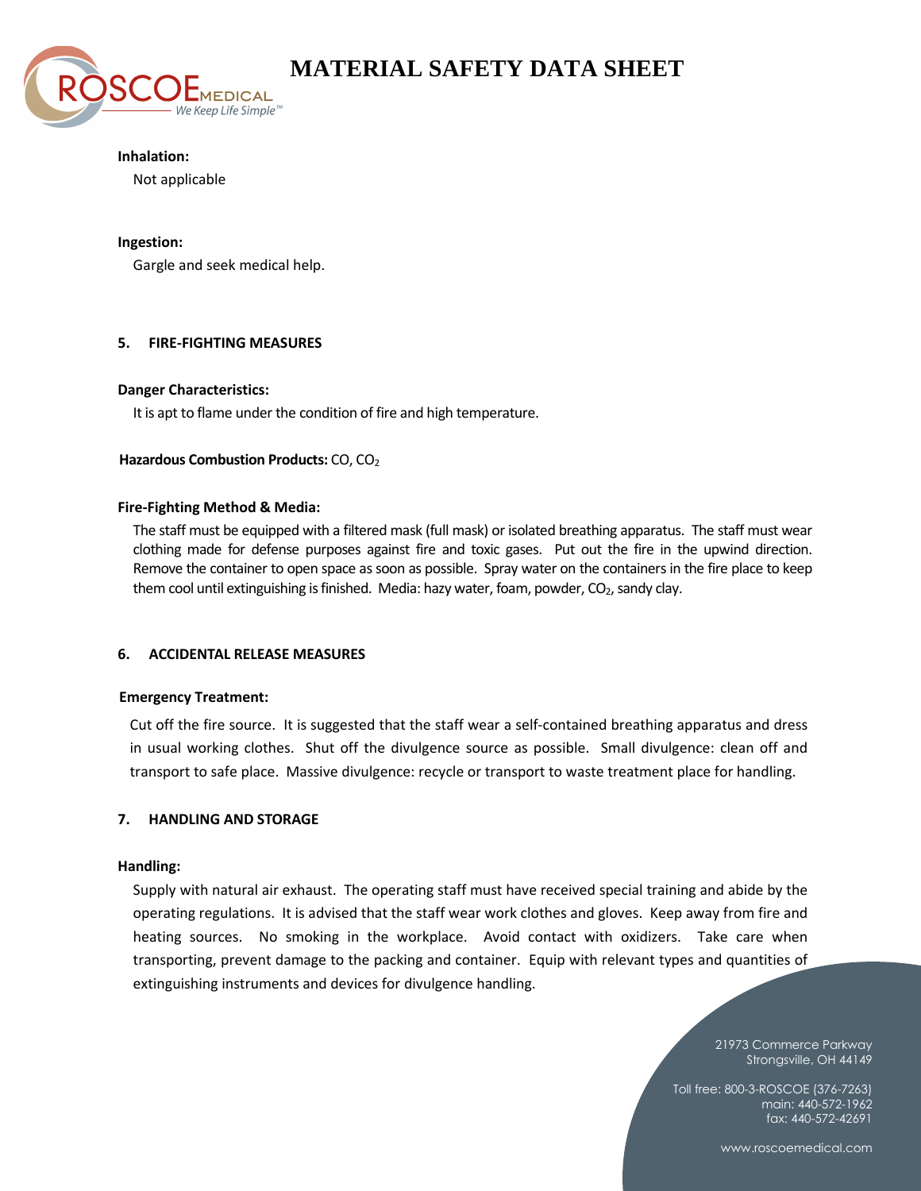**Inhalation:**

Not applicable

**Ingestion:**

Gargle and seek medical help.

## 5. FIRE-FIGHTING MEASURES

**Danger Characteristics:**

It is apt to flame under the condition of fire and high temperature.

**Hazardous Combustion Products:** CO, $CO_2$

**Fire-Fighting Method & Media:**

The staff must be equipped with a filtered mask (full mask) or isolated breathing apparatus. The staff must wear clothing made for defense purposes against fire and toxic gases. Put out the fire in the upwind direction. Remove the container to open space as soon as possible. Spray water on the containers in the fire place to keep them cool until extinguishing is finished. Media: hazy water, foam, powder, $CO_2$, sandy clay.

## 6. ACCIDENTAL RELEASE MEASURES

**Emergency Treatment:**

Cut off the fire source. It is suggested that the staff wear a self-contained breathing apparatus and dress in usual working clothes. Shut off the divulgence source as possible. Small divulgence: clean off and transport to safe place. Massive divulgence: recycle or transport to waste treatment place for handling.

## 7. HANDLING AND STORAGE

**Handling:**

Supply with natural air exhaust. The operating staff must have received special training and abide by the operating regulations. It is advised that the staff wear work clothes and gloves. Keep away from fire and heating sources. No smoking in the workplace. Avoid contact with oxidizers. Take care when transporting, prevent damage to the packing and container. Equip with relevant types and quantities of extinguishing instruments and devices for divulgence handling.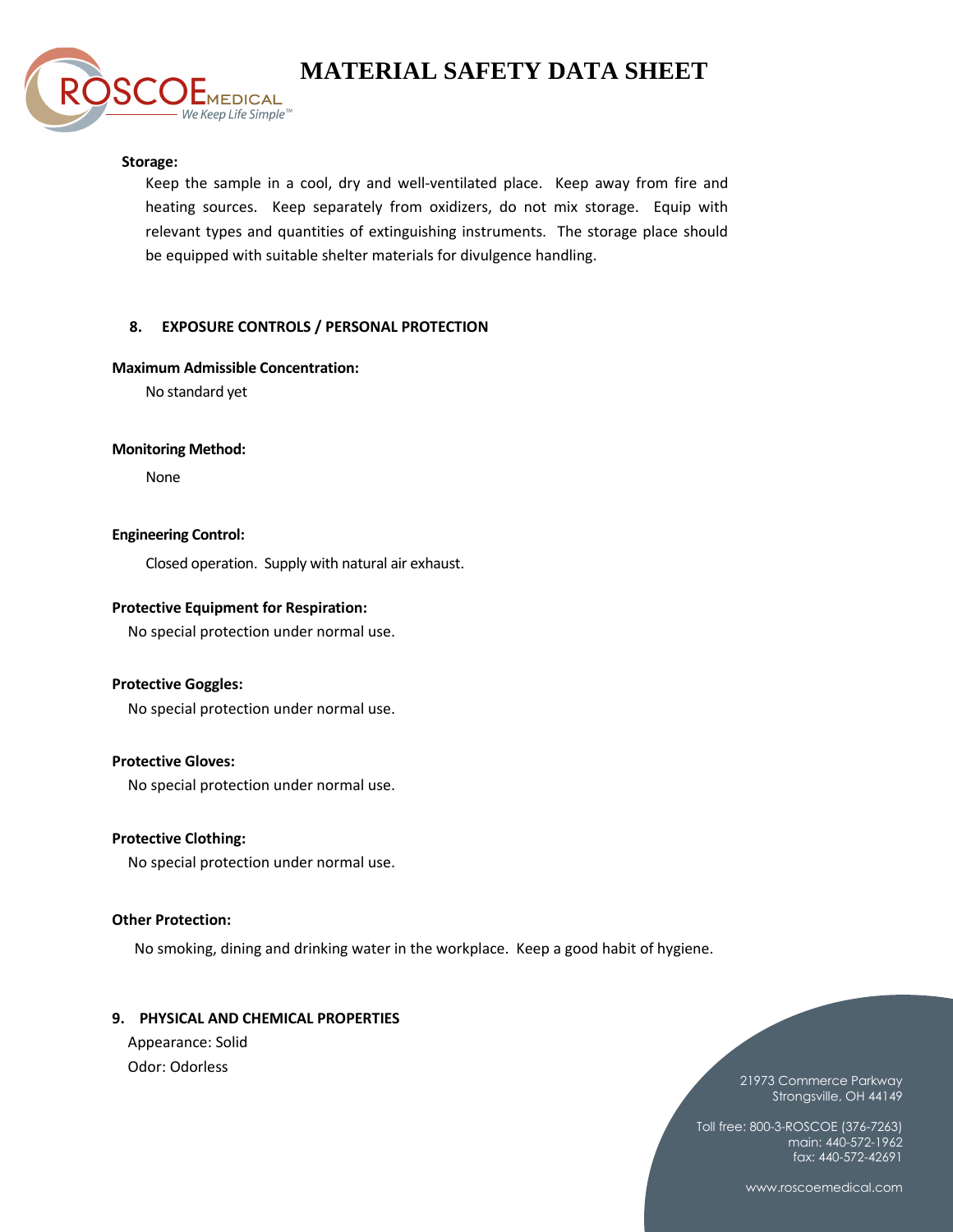**Storage:**

Keep the sample in a cool, dry and well-ventilated place. Keep away from fire and heating sources. Keep separately from oxidizers, do not mix storage. Equip with relevant types and quantities of extinguishing instruments. The storage place should be equipped with suitable shelter materials for divulgence handling.

## 8. EXPOSURE CONTROLS / PERSONAL PROTECTION

**Maximum Admissible Concentration:**

No standard yet

**Monitoring Method:**

None

**Engineering Control:**

Closed operation. Supply with natural air exhaust.

**Protective Equipment for Respiration:**

No special protection under normal use.

**Protective Goggles:**

No special protection under normal use.

**Protective Gloves:**

No special protection under normal use.

**Protective Clothing:**

No special protection under normal use.

**Other Protection:**

No smoking, dining and drinking water in the workplace. Keep a good habit of hygiene.

## 9. PHYSICAL AND CHEMICAL PROPERTIES

Appearance: Solid
Odor: Odorless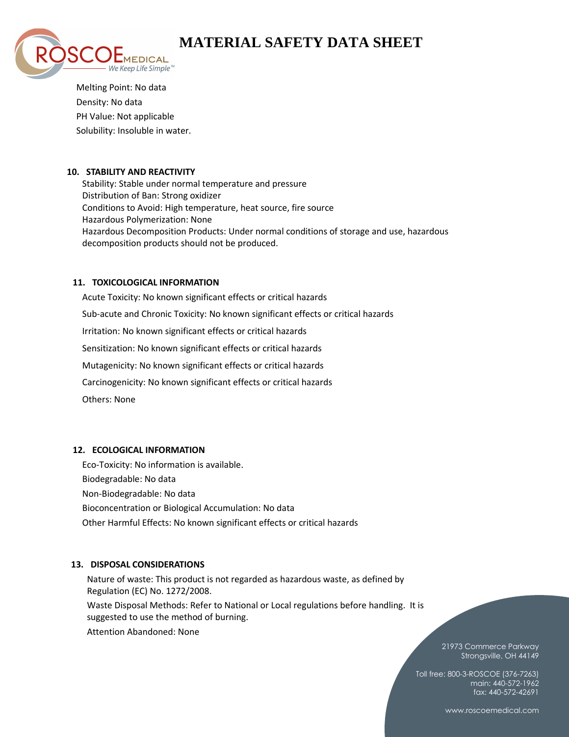Melting Point: No data

Density: No data

PH Value: Not applicable

Solubility: Insoluble in water.

## 10. STABILITY AND REACTIVITY

Stability: Stable under normal temperature and pressure

Distribution of Ban: Strong oxidizer

Conditions to Avoid: High temperature, heat source, fire source

Hazardous Polymerization: None

Hazardous Decomposition Products: Under normal conditions of storage and use, hazardous decomposition products should not be produced.

## 11. TOXICOLOGICAL INFORMATION

Acute Toxicity: No known significant effects or critical hazards

Sub-acute and Chronic Toxicity: No known significant effects or critical hazards

Irritation: No known significant effects or critical hazards

Sensitization: No known significant effects or critical hazards

Mutagenicity: No known significant effects or critical hazards

Carcinogenicity: No known significant effects or critical hazards

Others: None

## 12. ECOLOGICAL INFORMATION

Eco-Toxicity: No information is available.

Biodegradable: No data

Non-Biodegradable: No data

Bioconcentration or Biological Accumulation: No data

Other Harmful Effects: No known significant effects or critical hazards

## 13. DISPOSAL CONSIDERATIONS

Nature of waste: This product is not regarded as hazardous waste, as defined by Regulation (EC) No. 1272/2008.

Waste Disposal Methods: Refer to National or Local regulations before handling. It is suggested to use the method of burning.

Attention Abandoned: None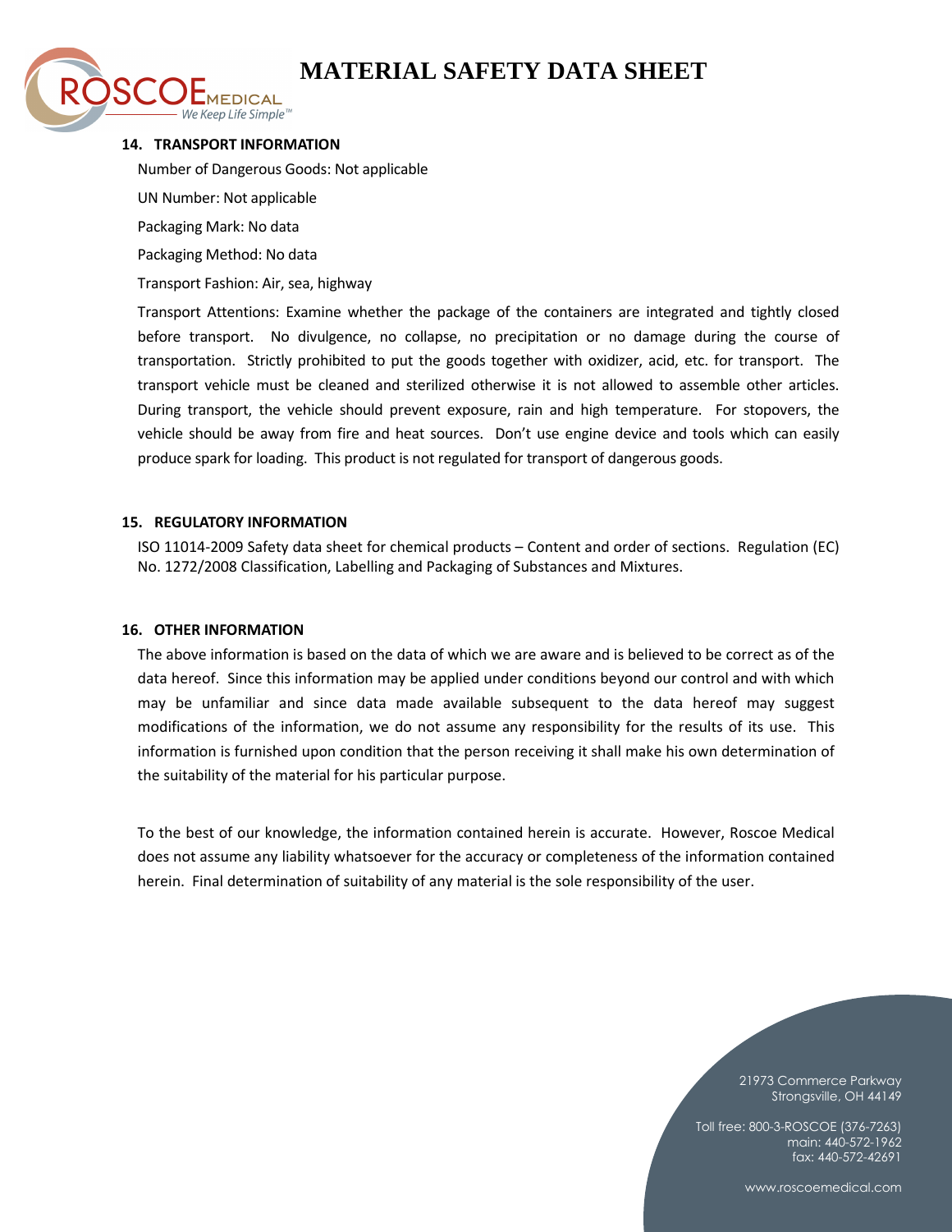# MATERIAL SAFETY DATA SHEET

## 14. TRANSPORT INFORMATION

Number of Dangerous Goods: Not applicable

UN Number: Not applicable

Packaging Mark: No data

Packaging Method: No data

Transport Fashion: Air, sea, highway

Transport Attentions: Examine whether the package of the containers are integrated and tightly closed before transport. No divulgence, no collapse, no precipitation or no damage during the course of transportation. Strictly prohibited to put the goods together with oxidizer, acid, etc. for transport. The transport vehicle must be cleaned and sterilized otherwise it is not allowed to assemble other articles. During transport, the vehicle should prevent exposure, rain and high temperature. For stopovers, the vehicle should be away from fire and heat sources. Don't use engine device and tools which can easily produce spark for loading. This product is not regulated for transport of dangerous goods.

## 15. REGULATORY INFORMATION

ISO 11014-2009 Safety data sheet for chemical products – Content and order of sections. Regulation (EC) No. 1272/2008 Classification, Labelling and Packaging of Substances and Mixtures.

## 16. OTHER INFORMATION

The above information is based on the data of which we are aware and is believed to be correct as of the data hereof. Since this information may be applied under conditions beyond our control and with which may be unfamiliar and since data made available subsequent to the data hereof may suggest modifications of the information, we do not assume any responsibility for the results of its use. This information is furnished upon condition that the person receiving it shall make his own determination of the suitability of the material for his particular purpose.

To the best of our knowledge, the information contained herein is accurate. However, Roscoe Medical does not assume any liability whatsoever for the accuracy or completeness of the information contained herein. Final determination of suitability of any material is the sole responsibility of the user.